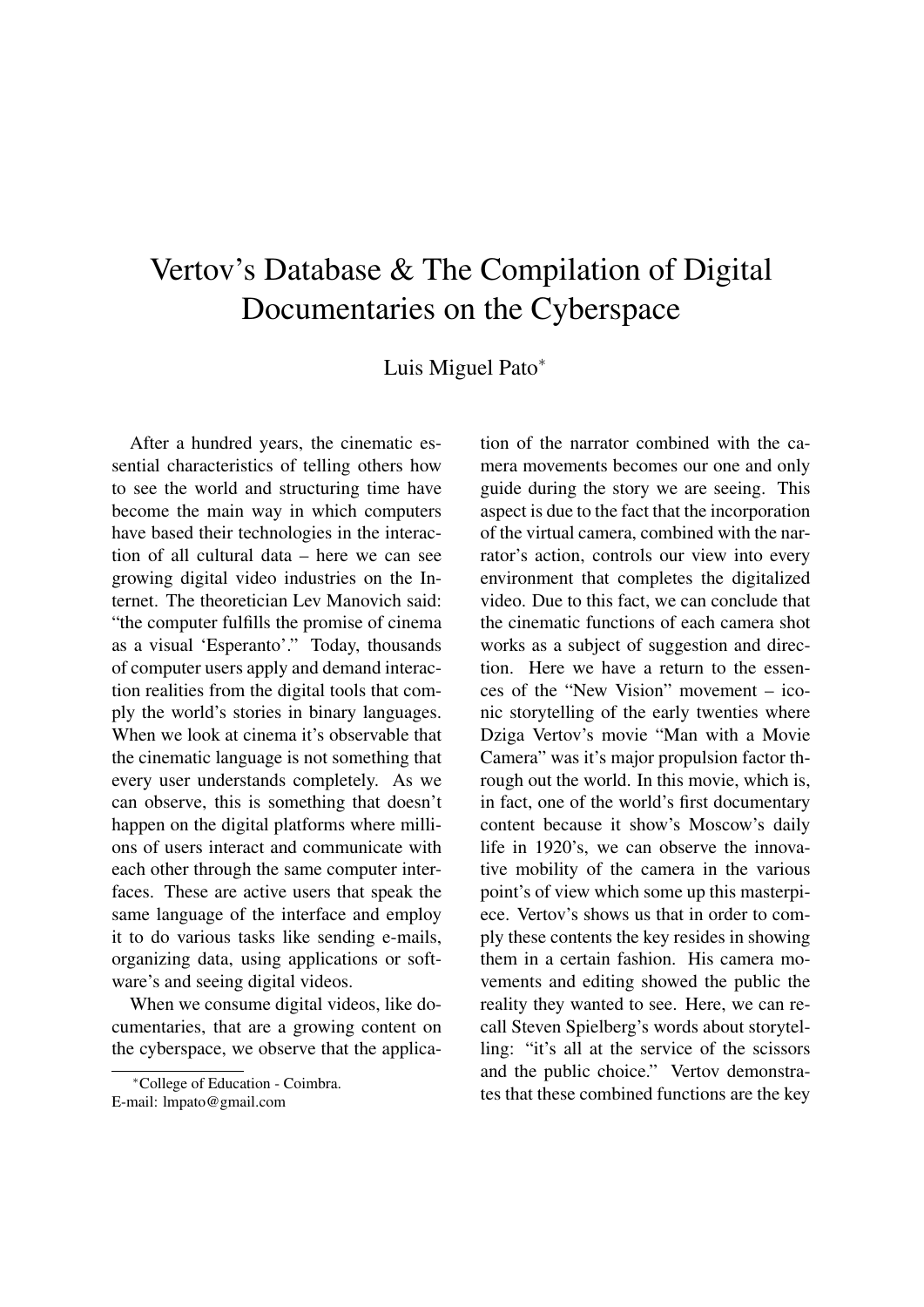# Vertov's Database & The Compilation of Digital Documentaries on the Cyberspace

Luis Miguel Pato*

After a hundred years, the cinematic essential characteristics of telling others how to see the world and structuring time have become the main way in which computers have based their technologies in the interaction of all cultural data – here we can see growing digital video industries on the Internet. The theoretician Lev Manovich said: "the computer fulfills the promise of cinema as a visual 'Esperanto'." Today, thousands of computer users apply and demand interaction realities from the digital tools that comply the world's stories in binary languages. When we look at cinema it's observable that the cinematic language is not something that every user understands completely. As we can observe, this is something that doesn't happen on the digital platforms where millions of users interact and communicate with each other through the same computer interfaces. These are active users that speak the same language of the interface and employ it to do various tasks like sending e-mails, organizing data, using applications or software's and seeing digital videos.

When we consume digital videos, like documentaries, that are a growing content on the cyberspace, we observe that the application of the narrator combined with the camera movements becomes our one and only guide during the story we are seeing. This aspect is due to the fact that the incorporation of the virtual camera, combined with the narrator's action, controls our view into every environment that completes the digitalized video. Due to this fact, we can conclude that the cinematic functions of each camera shot works as a subject of suggestion and direction. Here we have a return to the essences of the "New Vision" movement – iconic storytelling of the early twenties where Dziga Vertov's movie "Man with a Movie Camera" was it's major propulsion factor through out the world. In this movie, which is, in fact, one of the world's first documentary content because it show's Moscow's daily life in 1920's, we can observe the innovative mobility of the camera in the various point's of view which some up this masterpiece. Vertov's shows us that in order to comply these contents the key resides in showing them in a certain fashion. His camera movements and editing showed the public the reality they wanted to see. Here, we can recall Steven Spielberg's words about storytelling: "it's all at the service of the scissors and the public choice." Vertov demonstrates that these combined functions are the key

*College of Education - Coimbra.
E-mail: lmpato@gmail.com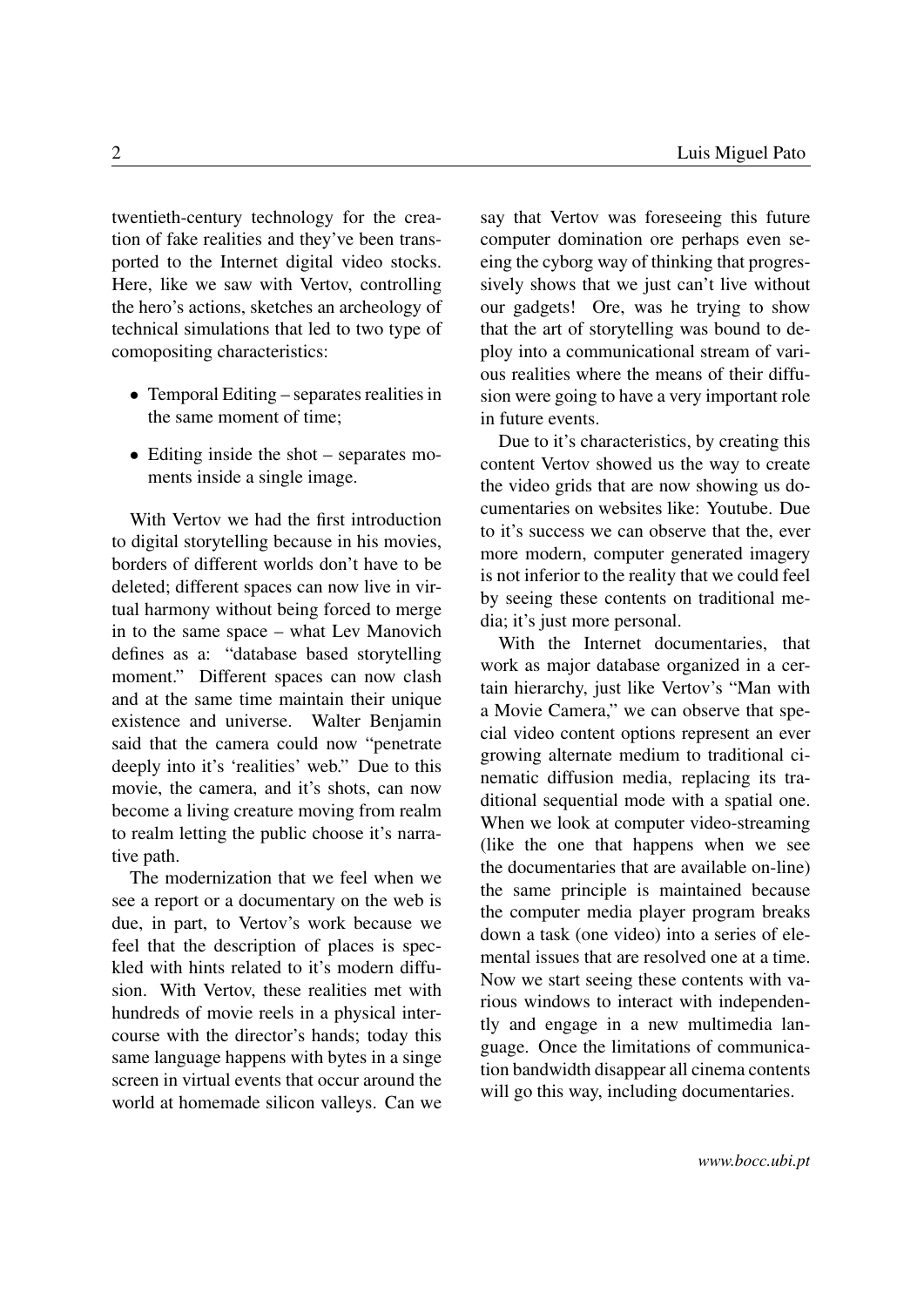twentieth-century technology for the creation of fake realities and they've been transported to the Internet digital video stocks. Here, like we saw with Vertov, controlling the hero's actions, sketches an archeology of technical simulations that led to two type of comopositing characteristics:

- Temporal Editing – separates realities in the same moment of time;
- Editing inside the shot – separates moments inside a single image.

With Vertov we had the first introduction to digital storytelling because in his movies, borders of different worlds don't have to be deleted; different spaces can now live in virtual harmony without being forced to merge in to the same space – what Lev Manovich defines as a: "database based storytelling moment." Different spaces can now clash and at the same time maintain their unique existence and universe. Walter Benjamin said that the camera could now "penetrate deeply into it's 'realities' web." Due to this movie, the camera, and it's shots, can now become a living creature moving from realm to realm letting the public choose it's narrative path.

The modernization that we feel when we see a report or a documentary on the web is due, in part, to Vertov's work because we feel that the description of places is speckled with hints related to it's modern diffusion. With Vertov, these realities met with hundreds of movie reels in a physical intercourse with the director's hands; today this same language happens with bytes in a singe screen in virtual events that occur around the world at homemade silicon valleys. Can we say that Vertov was foreseeing this future computer domination ore perhaps even seeing the cyborg way of thinking that progressively shows that we just can't live without our gadgets! Ore, was he trying to show that the art of storytelling was bound to deploy into a communicational stream of various realities where the means of their diffusion were going to have a very important role in future events.

Due to it's characteristics, by creating this content Vertov showed us the way to create the video grids that are now showing us documentaries on websites like: Youtube. Due to it's success we can observe that the, ever more modern, computer generated imagery is not inferior to the reality that we could feel by seeing these contents on traditional media; it's just more personal.

With the Internet documentaries, that work as major database organized in a certain hierarchy, just like Vertov's "Man with a Movie Camera," we can observe that special video content options represent an ever growing alternate medium to traditional cinematic diffusion media, replacing its traditional sequential mode with a spatial one. When we look at computer video-streaming (like the one that happens when we see the documentaries that are available on-line) the same principle is maintained because the computer media player program breaks down a task (one video) into a series of elemental issues that are resolved one at a time. Now we start seeing these contents with various windows to interact with independently and engage in a new multimedia language. Once the limitations of communication bandwidth disappear all cinema contents will go this way, including documentaries.